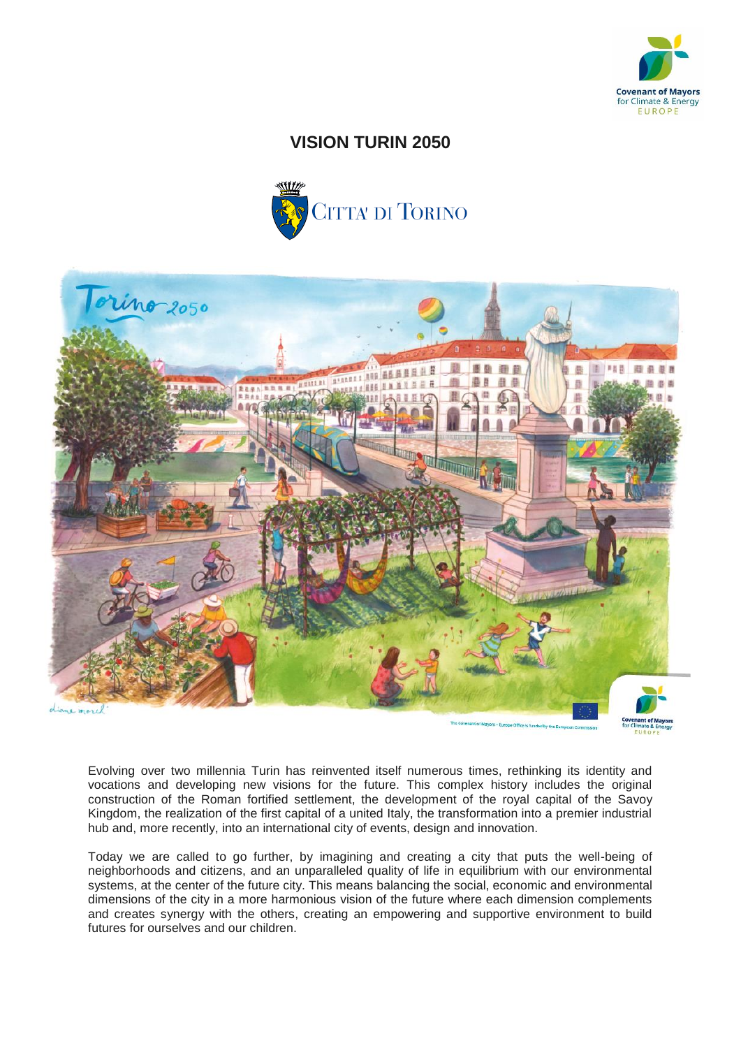# VISION TURIN 2050

Evolving over two millennia Turin has reinvented itself numerous times, rethinking its identity and vocations and developing new visions for the future. This complex history includes the original construction of the Roman fortified settlement, the development of the royal capital of the Savoy Kingdom, the realization of the first capital of a united Italy, the transformation into a premier industrial hub and, more recently, into an international city of events, design and innovation.

Today we are called to go further, by imagining and creating a city that puts the well-being of neighborhoods and citizens, and an unparalleled quality of life in equilibrium with our environmental systems, at the center of the future city. This means balancing the social, economic and environmental dimensions of the city in a more harmonious vision of the future where each dimension complements and creates synergy with the others, creating an empowering and supportive environment to build futures for ourselves and our children.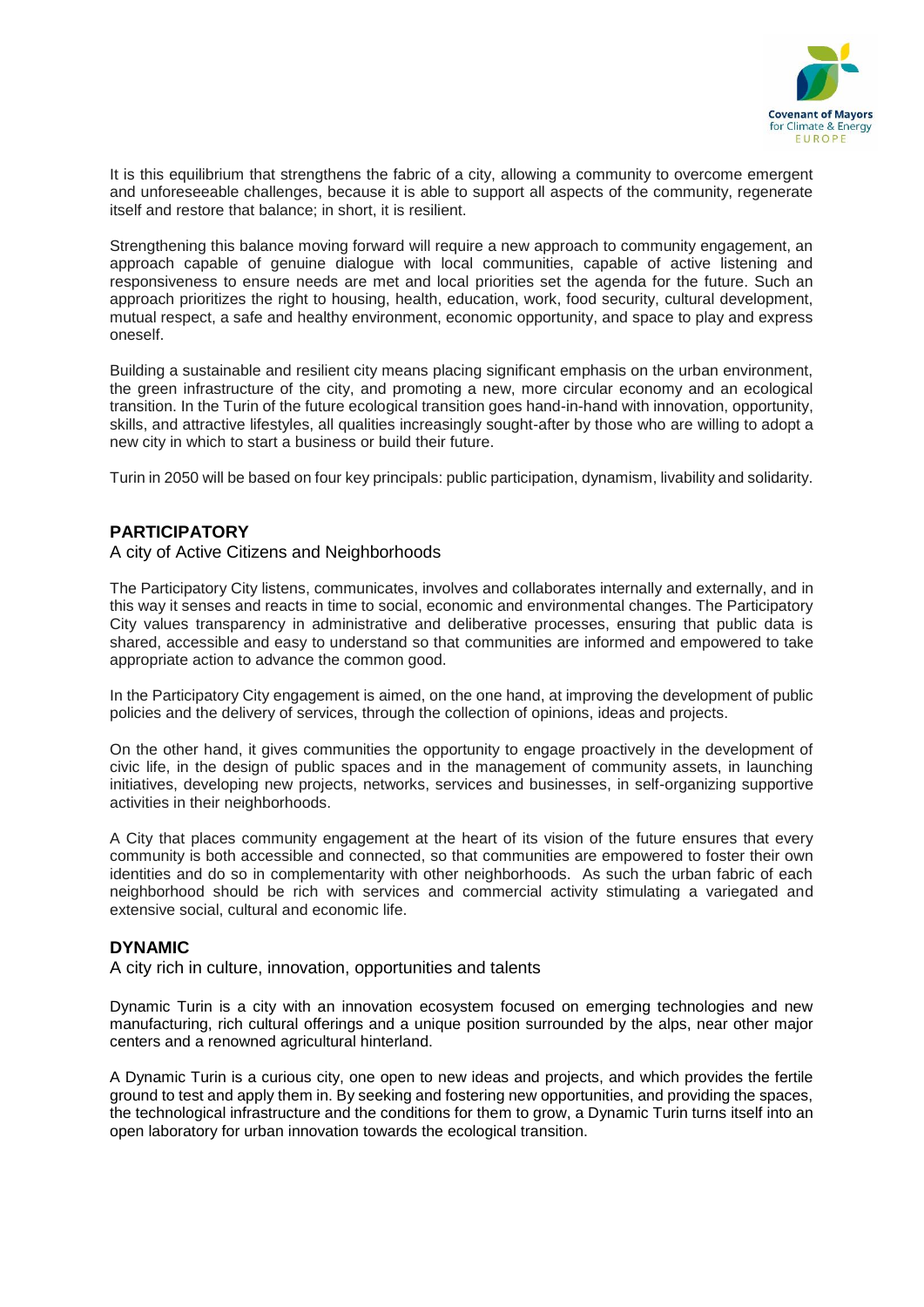It is this equilibrium that strengthens the fabric of a city, allowing a community to overcome emergent and unforeseeable challenges, because it is able to support all aspects of the community, regenerate itself and restore that balance; in short, it is resilient.

Strengthening this balance moving forward will require a new approach to community engagement, an approach capable of genuine dialogue with local communities, capable of active listening and responsiveness to ensure needs are met and local priorities set the agenda for the future. Such an approach prioritizes the right to housing, health, education, work, food security, cultural development, mutual respect, a safe and healthy environment, economic opportunity, and space to play and express oneself.

Building a sustainable and resilient city means placing significant emphasis on the urban environment, the green infrastructure of the city, and promoting a new, more circular economy and an ecological transition. In the Turin of the future ecological transition goes hand-in-hand with innovation, opportunity, skills, and attractive lifestyles, all qualities increasingly sought-after by those who are willing to adopt a new city in which to start a business or build their future.

Turin in 2050 will be based on four key principals: public participation, dynamism, livability and solidarity.

## PARTICIPATORY

A city of Active Citizens and Neighborhoods

The Participatory City listens, communicates, involves and collaborates internally and externally, and in this way it senses and reacts in time to social, economic and environmental changes. The Participatory City values transparency in administrative and deliberative processes, ensuring that public data is shared, accessible and easy to understand so that communities are informed and empowered to take appropriate action to advance the common good.

In the Participatory City engagement is aimed, on the one hand, at improving the development of public policies and the delivery of services, through the collection of opinions, ideas and projects.

On the other hand, it gives communities the opportunity to engage proactively in the development of civic life, in the design of public spaces and in the management of community assets, in launching initiatives, developing new projects, networks, services and businesses, in self-organizing supportive activities in their neighborhoods.

A City that places community engagement at the heart of its vision of the future ensures that every community is both accessible and connected, so that communities are empowered to foster their own identities and do so in complementarity with other neighborhoods. As such the urban fabric of each neighborhood should be rich with services and commercial activity stimulating a variegated and extensive social, cultural and economic life.

## DYNAMIC

A city rich in culture, innovation, opportunities and talents

Dynamic Turin is a city with an innovation ecosystem focused on emerging technologies and new manufacturing, rich cultural offerings and a unique position surrounded by the alps, near other major centers and a renowned agricultural hinterland.

A Dynamic Turin is a curious city, one open to new ideas and projects, and which provides the fertile ground to test and apply them in. By seeking and fostering new opportunities, and providing the spaces, the technological infrastructure and the conditions for them to grow, a Dynamic Turin turns itself into an open laboratory for urban innovation towards the ecological transition.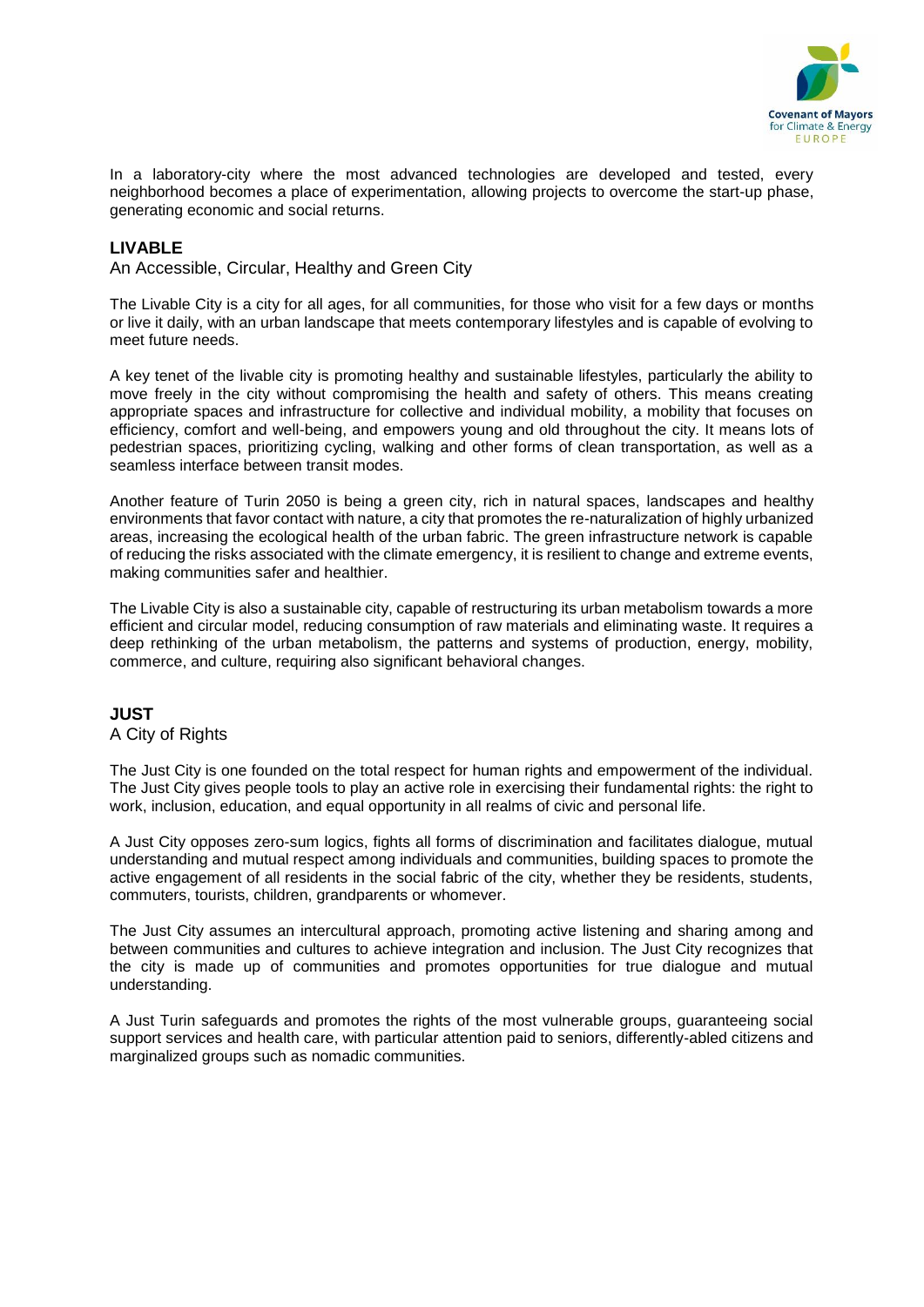In a laboratory-city where the most advanced technologies are developed and tested, every neighborhood becomes a place of experimentation, allowing projects to overcome the start-up phase, generating economic and social returns.

## LIVABLE

An Accessible, Circular, Healthy and Green City

The Livable City is a city for all ages, for all communities, for those who visit for a few days or months or live it daily, with an urban landscape that meets contemporary lifestyles and is capable of evolving to meet future needs.

A key tenet of the livable city is promoting healthy and sustainable lifestyles, particularly the ability to move freely in the city without compromising the health and safety of others. This means creating appropriate spaces and infrastructure for collective and individual mobility, a mobility that focuses on efficiency, comfort and well-being, and empowers young and old throughout the city. It means lots of pedestrian spaces, prioritizing cycling, walking and other forms of clean transportation, as well as a seamless interface between transit modes.

Another feature of Turin 2050 is being a green city, rich in natural spaces, landscapes and healthy environments that favor contact with nature, a city that promotes the re-naturalization of highly urbanized areas, increasing the ecological health of the urban fabric. The green infrastructure network is capable of reducing the risks associated with the climate emergency, it is resilient to change and extreme events, making communities safer and healthier.

The Livable City is also a sustainable city, capable of restructuring its urban metabolism towards a more efficient and circular model, reducing consumption of raw materials and eliminating waste. It requires a deep rethinking of the urban metabolism, the patterns and systems of production, energy, mobility, commerce, and culture, requiring also significant behavioral changes.

## JUST

A City of Rights

The Just City is one founded on the total respect for human rights and empowerment of the individual. The Just City gives people tools to play an active role in exercising their fundamental rights: the right to work, inclusion, education, and equal opportunity in all realms of civic and personal life.

A Just City opposes zero-sum logics, fights all forms of discrimination and facilitates dialogue, mutual understanding and mutual respect among individuals and communities, building spaces to promote the active engagement of all residents in the social fabric of the city, whether they be residents, students, commuters, tourists, children, grandparents or whomever.

The Just City assumes an intercultural approach, promoting active listening and sharing among and between communities and cultures to achieve integration and inclusion. The Just City recognizes that the city is made up of communities and promotes opportunities for true dialogue and mutual understanding.

A Just Turin safeguards and promotes the rights of the most vulnerable groups, guaranteeing social support services and health care, with particular attention paid to seniors, differently-abled citizens and marginalized groups such as nomadic communities.